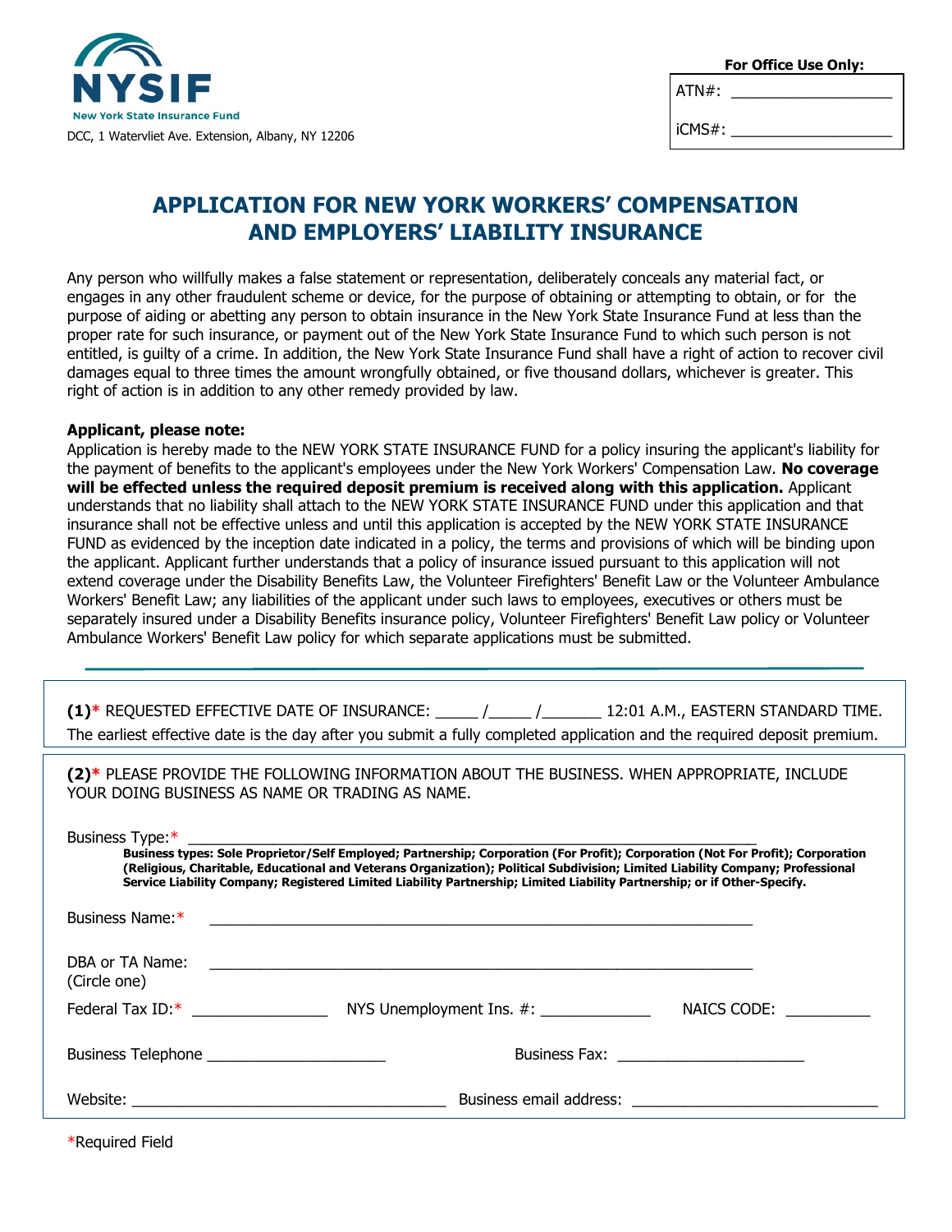NYSIF

New York State Insurance Fund

DCC, 1 Watervliet Ave. Extension, Albany, NY 12206

**For Office Use Only:**

ATN#: ___________________

iCMS#: ___________________

# APPLICATION FOR NEW YORK WORKERS' COMPENSATION AND EMPLOYERS' LIABILITY INSURANCE

Any person who willfully makes a false statement or representation, deliberately conceals any material fact, or engages in any other fraudulent scheme or device, for the purpose of obtaining or attempting to obtain, or for the purpose of aiding or abetting any person to obtain insurance in the New York State Insurance Fund at less than the proper rate for such insurance, or payment out of the New York State Insurance Fund to which such person is not entitled, is guilty of a crime. In addition, the New York State Insurance Fund shall have a right of action to recover civil damages equal to three times the amount wrongfully obtained, or five thousand dollars, whichever is greater. This right of action is in addition to any other remedy provided by law.

**Applicant, please note:**

Application is hereby made to the NEW YORK STATE INSURANCE FUND for a policy insuring the applicant's liability for the payment of benefits to the applicant's employees under the New York Workers' Compensation Law. **No coverage will be effected unless the required deposit premium is received along with this application.** Applicant understands that no liability shall attach to the NEW YORK STATE INSURANCE FUND under this application and that insurance shall not be effective unless and until this application is accepted by the NEW YORK STATE INSURANCE FUND as evidenced by the inception date indicated in a policy, the terms and provisions of which will be binding upon the applicant. Applicant further understands that a policy of insurance issued pursuant to this application will not extend coverage under the Disability Benefits Law, the Volunteer Firefighters' Benefit Law or the Volunteer Ambulance Workers' Benefit Law; any liabilities of the applicant under such laws to employees, executives or others must be separately insured under a Disability Benefits insurance policy, Volunteer Firefighters' Benefit Law policy or Volunteer Ambulance Workers' Benefit Law policy for which separate applications must be submitted.

**(1)*** REQUESTED EFFECTIVE DATE OF INSURANCE: _____ /_____ /_______ 12:01 A.M., EASTERN STANDARD TIME.
The earliest effective date is the day after you submit a fully completed application and the required deposit premium.

**(2)*** PLEASE PROVIDE THE FOLLOWING INFORMATION ABOUT THE BUSINESS. WHEN APPROPRIATE, INCLUDE YOUR DOING BUSINESS AS NAME OR TRADING AS NAME.

Business Type:* ______________________________________________________________

**Business types: Sole Proprietor/Self Employed; Partnership; Corporation (For Profit); Corporation (Not For Profit); Corporation (Religious, Charitable, Educational and Veterans Organization); Political Subdivision; Limited Liability Company; Professional Service Liability Company; Registered Limited Liability Partnership; Limited Liability Partnership; or if Other-Specify.**

Business Name:* ______________________________________________________________

DBA or TA Name: ______________________________________________________________
(Circle one)

Federal Tax ID:* ________________ NYS Unemployment Ins. #: _____________ NAICS CODE: __________

Business Telephone _____________________ Business Fax: ______________________

Website: _____________________________________ Business email address: _____________________________

*Required Field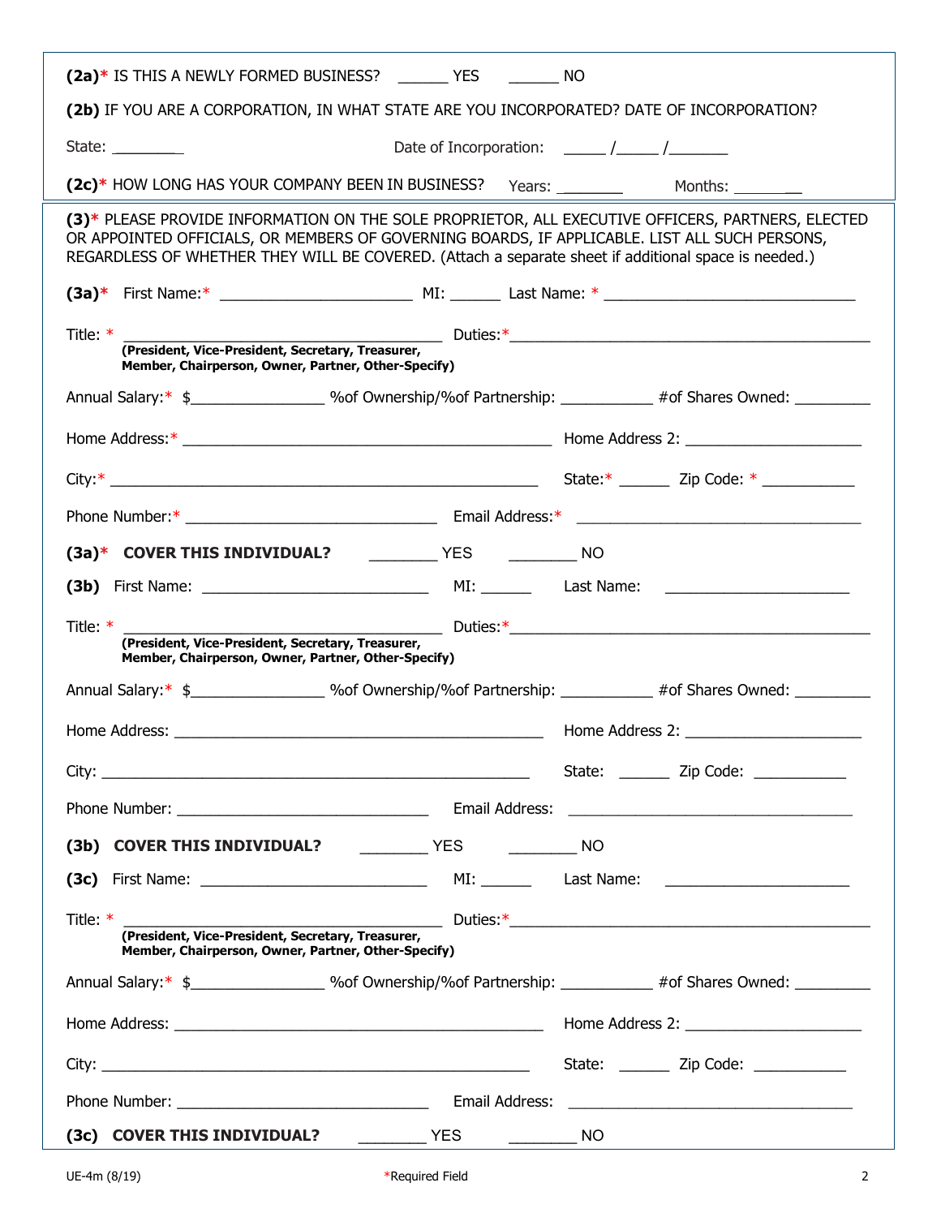**(2a)*** IS THIS A NEWLY FORMED BUSINESS? ______ YES ______ NO

**(2b)** IF YOU ARE A CORPORATION, IN WHAT STATE ARE YOU INCORPORATED? DATE OF INCORPORATION?

State: ________ Date of Incorporation: _____ /_____ /_______

**(2c)*** HOW LONG HAS YOUR COMPANY BEEN IN BUSINESS? Years: ________ Months: ________

**(3)*** PLEASE PROVIDE INFORMATION ON THE SOLE PROPRIETOR, ALL EXECUTIVE OFFICERS, PARTNERS, ELECTED OR APPOINTED OFFICIALS, OR MEMBERS OF GOVERNING BOARDS, IF APPLICABLE. LIST ALL SUCH PERSONS, REGARDLESS OF WHETHER THEY WILL BE COVERED. (Attach a separate sheet if additional space is needed.)

**(3a)*** First Name:* ______________________ MI: ______ Last Name: * ______________________________

Title: * ____________________________________ Duties:* ____________________________________________
**(President, Vice-President, Secretary, Treasurer, Member, Chairperson, Owner, Partner, Other-Specify)**

Annual Salary:* $_______________ %of Ownership/%of Partnership: __________ #of Shares Owned: _________

Home Address:* ____________________________________________ Home Address 2: _____________________

City:* ___________________________________________________ State:* ______ Zip Code: * ___________

Phone Number:* _____________________________ Email Address:* _________________________________

**(3a)*** **COVER THIS INDIVIDUAL?** ________ YES ________ NO

**(3b)** First Name: __________________________ MI: ______ Last Name: ______________________

Title: * ____________________________________ Duties:* ____________________________________________
**(President, Vice-President, Secretary, Treasurer, Member, Chairperson, Owner, Partner, Other-Specify)**

Annual Salary:* $_______________ %of Ownership/%of Partnership: __________ #of Shares Owned: _________

Home Address: ____________________________________________ Home Address 2: _____________________

City: ___________________________________________________ State: ______ Zip Code: ___________

Phone Number: _____________________________ Email Address: _________________________________

**(3b) COVER THIS INDIVIDUAL?** ________ YES ________ NO

**(3c)** First Name: __________________________ MI: ______ Last Name: ______________________

Title: * ____________________________________ Duties:* ____________________________________________
**(President, Vice-President, Secretary, Treasurer, Member, Chairperson, Owner, Partner, Other-Specify)**

Annual Salary:* $_______________ %of Ownership/%of Partnership: __________ #of Shares Owned: _________

Home Address: ____________________________________________ Home Address 2: _____________________

City: ___________________________________________________ State: ______ Zip Code: ___________

Phone Number: _____________________________ Email Address: _________________________________

**(3c) COVER THIS INDIVIDUAL?** ________ YES ________ NO

UE-4m (8/19) *Required Field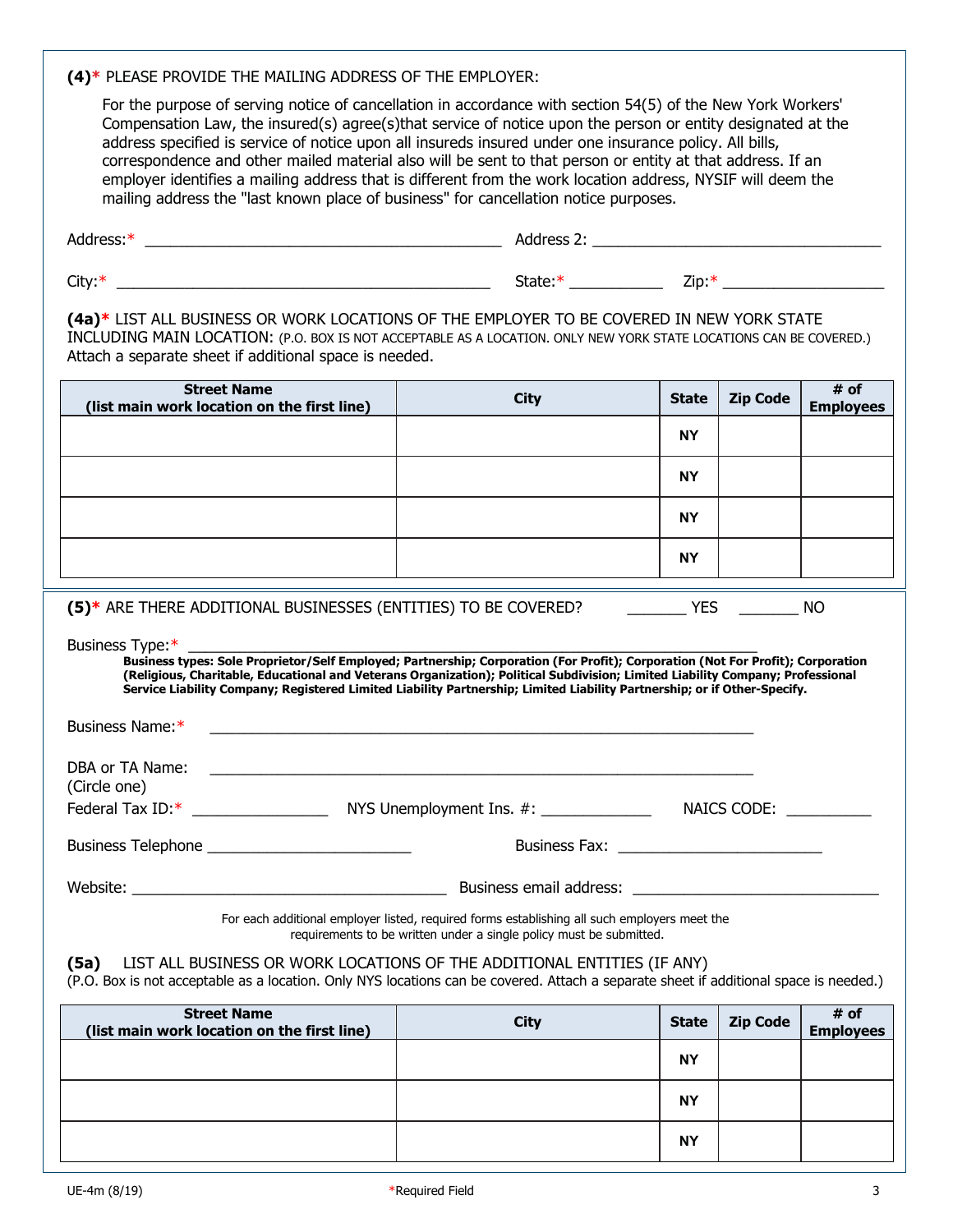**(4)*** PLEASE PROVIDE THE MAILING ADDRESS OF THE EMPLOYER:

For the purpose of serving notice of cancellation in accordance with section 54(5) of the New York Workers' Compensation Law, the insured(s) agree(s)that service of notice upon the person or entity designated at the address specified is service of notice upon all insureds insured under one insurance policy. All bills, correspondence and other mailed material also will be sent to that person or entity at that address. If an employer identifies a mailing address that is different from the work location address, NYSIF will deem the mailing address the "last known place of business" for cancellation notice purposes.

Address:* ___________________________________________ Address 2: ___________________________________

City:* _____________________________________________ State:* ___________ Zip:* ___________________

**(4a)*** LIST ALL BUSINESS OR WORK LOCATIONS OF THE EMPLOYER TO BE COVERED IN NEW YORK STATE INCLUDING MAIN LOCATION: (P.O. BOX IS NOT ACCEPTABLE AS A LOCATION. ONLY NEW YORK STATE LOCATIONS CAN BE COVERED.) Attach a separate sheet if additional space is needed.

| Street Name (list main work location on the first line) | City | State | Zip Code | # of Employees |
|---|---|---|---|---|
| | | NY | | |
| | | NY | | |
| | | NY | | |
| | | NY | | |

**(5)*** ARE THERE ADDITIONAL BUSINESSES (ENTITIES) TO BE COVERED? _______ YES _______ NO

Business Type:* ______________________________________________________________________

**Business types: Sole Proprietor/Self Employed; Partnership; Corporation (For Profit); Corporation (Not For Profit); Corporation (Religious, Charitable, Educational and Veterans Organization); Political Subdivision; Limited Liability Company; Professional Service Liability Company; Registered Limited Liability Partnership; Limited Liability Partnership; or if Other-Specify.**

Business Name:* _________________________________________________________________

DBA or TA Name: _________________________________________________________________
(Circle one)

Federal Tax ID:* ________________ NYS Unemployment Ins. #: _____________ NAICS CODE: __________

Business Telephone ________________________ Business Fax: ________________________

Website: ______________________________________ Business email address: _____________________________

For each additional employer listed, required forms establishing all such employers meet the requirements to be written under a single policy must be submitted.

**(5a)** LIST ALL BUSINESS OR WORK LOCATIONS OF THE ADDITIONAL ENTITIES (IF ANY)
(P.O. Box is not acceptable as a location. Only NYS locations can be covered. Attach a separate sheet if additional space is needed.)

| Street Name (list main work location on the first line) | City | State | Zip Code | # of Employees |
|---|---|---|---|---|
| | | NY | | |
| | | NY | | |
| | | NY | | |

UE-4m (8/19) *Required Field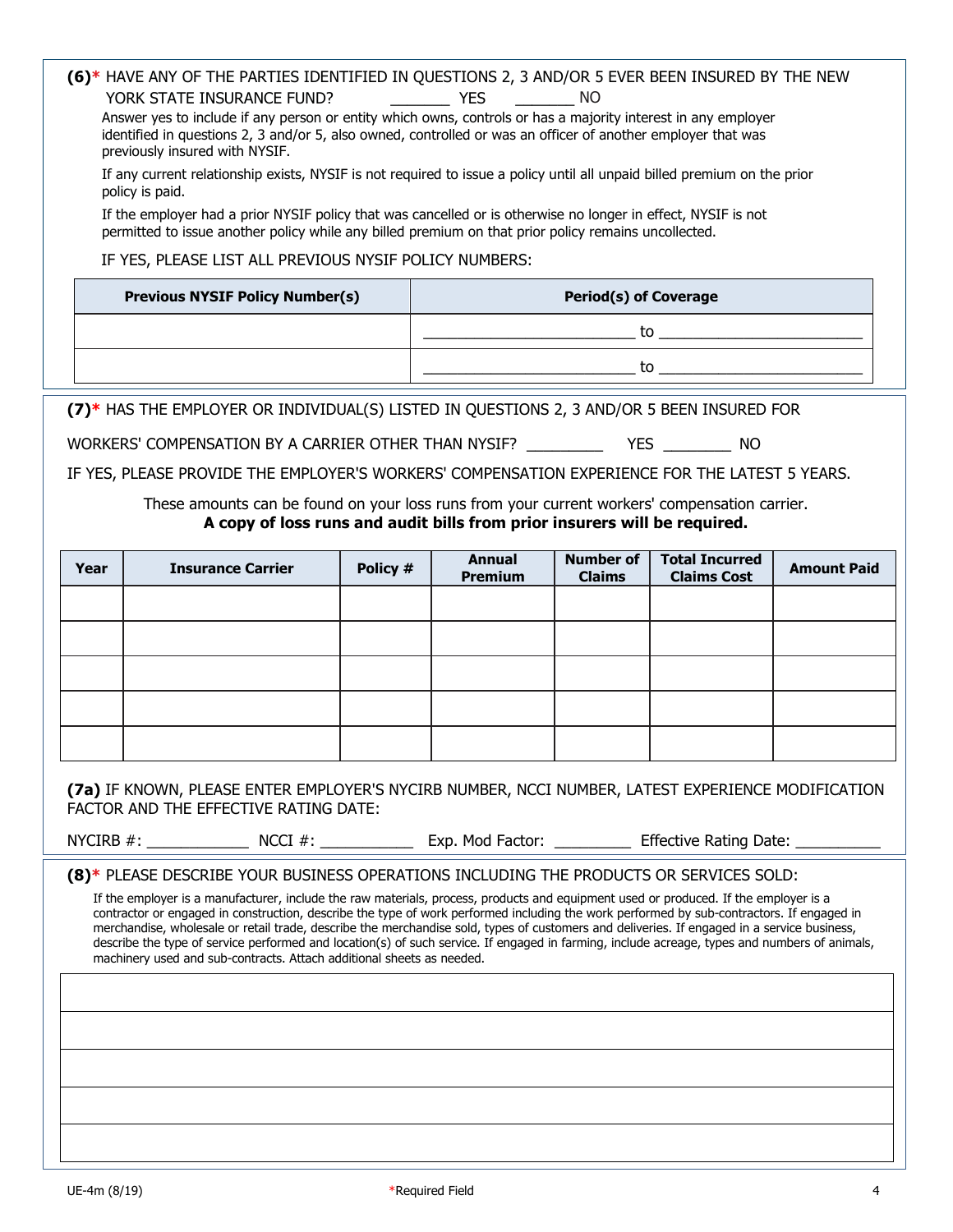**(6)*** HAVE ANY OF THE PARTIES IDENTIFIED IN QUESTIONS 2, 3 AND/OR 5 EVER BEEN INSURED BY THE NEW YORK STATE INSURANCE FUND? _______ YES _______ NO

Answer yes to include if any person or entity which owns, controls or has a majority interest in any employer identified in questions 2, 3 and/or 5, also owned, controlled or was an officer of another employer that was previously insured with NYSIF.

If any current relationship exists, NYSIF is not required to issue a policy until all unpaid billed premium on the prior policy is paid.

If the employer had a prior NYSIF policy that was cancelled or is otherwise no longer in effect, NYSIF is not permitted to issue another policy while any billed premium on that prior policy remains uncollected.

IF YES, PLEASE LIST ALL PREVIOUS NYSIF POLICY NUMBERS:

| Previous NYSIF Policy Number(s) | Period(s) of Coverage |
|---|---|
| | ______________________ to ______________________ |
| | ______________________ to ______________________ |

**(7)*** HAS THE EMPLOYER OR INDIVIDUAL(S) LISTED IN QUESTIONS 2, 3 AND/OR 5 BEEN INSURED FOR WORKERS' COMPENSATION BY A CARRIER OTHER THAN NYSIF? _________ YES ________ NO

IF YES, PLEASE PROVIDE THE EMPLOYER'S WORKERS' COMPENSATION EXPERIENCE FOR THE LATEST 5 YEARS.

These amounts can be found on your loss runs from your current workers' compensation carrier.
**A copy of loss runs and audit bills from prior insurers will be required.**

| Year | Insurance Carrier | Policy # | Annual Premium | Number of Claims | Total Incurred Claims Cost | Amount Paid |
|---|---|---|---|---|---|---|
| | | | | | | |
| | | | | | | |
| | | | | | | |
| | | | | | | |
| | | | | | | |

**(7a)** IF KNOWN, PLEASE ENTER EMPLOYER'S NYCIRB NUMBER, NCCI NUMBER, LATEST EXPERIENCE MODIFICATION FACTOR AND THE EFFECTIVE RATING DATE:

NYCIRB #: ____________ NCCI #: ___________ Exp. Mod Factor: _________ Effective Rating Date: __________

**(8)*** PLEASE DESCRIBE YOUR BUSINESS OPERATIONS INCLUDING THE PRODUCTS OR SERVICES SOLD:

If the employer is a manufacturer, include the raw materials, process, products and equipment used or produced. If the employer is a contractor or engaged in construction, describe the type of work performed including the work performed by sub-contractors. If engaged in merchandise, wholesale or retail trade, describe the merchandise sold, types of customers and deliveries. If engaged in a service business, describe the type of service performed and location(s) of such service. If engaged in farming, include acreage, types and numbers of animals, machinery used and sub-contracts. Attach additional sheets as needed.

| |
|---|
| |
| |
| |
| |
| |

UE-4m (8/19)

*Required Field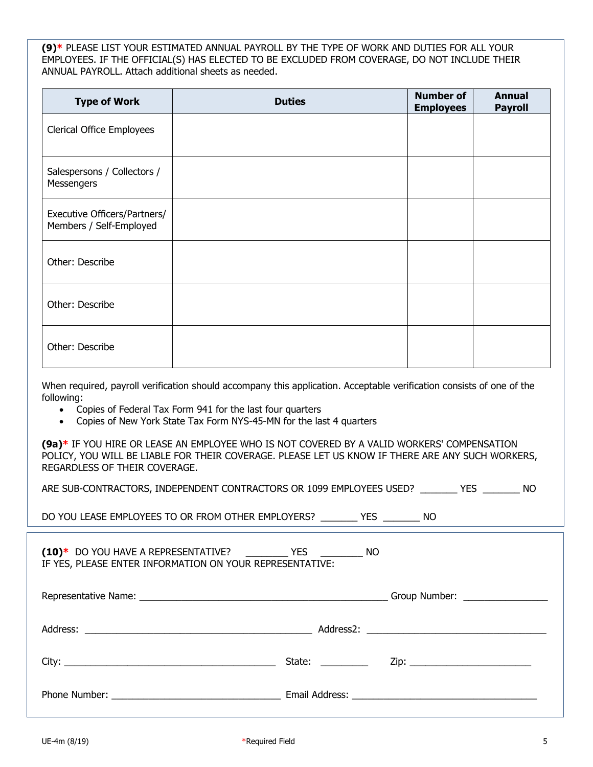**(9)*** PLEASE LIST YOUR ESTIMATED ANNUAL PAYROLL BY THE TYPE OF WORK AND DUTIES FOR ALL YOUR EMPLOYEES. IF THE OFFICIAL(S) HAS ELECTED TO BE EXCLUDED FROM COVERAGE, DO NOT INCLUDE THEIR ANNUAL PAYROLL. Attach additional sheets as needed.

| Type of Work | Duties | Number of Employees | Annual Payroll |
|---|---|---|---|
| Clerical Office Employees | | | |
| Salespersons / Collectors / Messengers | | | |
| Executive Officers/Partners/ Members / Self-Employed | | | |
| Other: Describe | | | |
| Other: Describe | | | |
| Other: Describe | | | |

When required, payroll verification should accompany this application. Acceptable verification consists of one of the following:

- Copies of Federal Tax Form 941 for the last four quarters
- Copies of New York State Tax Form NYS-45-MN for the last 4 quarters

**(9a)*** IF YOU HIRE OR LEASE AN EMPLOYEE WHO IS NOT COVERED BY A VALID WORKERS' COMPENSATION POLICY, YOU WILL BE LIABLE FOR THEIR COVERAGE. PLEASE LET US KNOW IF THERE ARE ANY SUCH WORKERS, REGARDLESS OF THEIR COVERAGE.

ARE SUB-CONTRACTORS, INDEPENDENT CONTRACTORS OR 1099 EMPLOYEES USED? _______ YES _______ NO

DO YOU LEASE EMPLOYEES TO OR FROM OTHER EMPLOYERS? _______ YES _______ NO

**(10)*** DO YOU HAVE A REPRESENTATIVE? ________ YES ________ NO
IF YES, PLEASE ENTER INFORMATION ON YOUR REPRESENTATIVE:

Representative Name: ________________________________________________ Group Number: ________________

Address: ____________________________________________ Address2: __________________________________

City: ________________________________________ State: _________ Zip: _______________________

Phone Number: ________________________________ Email Address: ___________________________________

UE-4m (8/19) *Required Field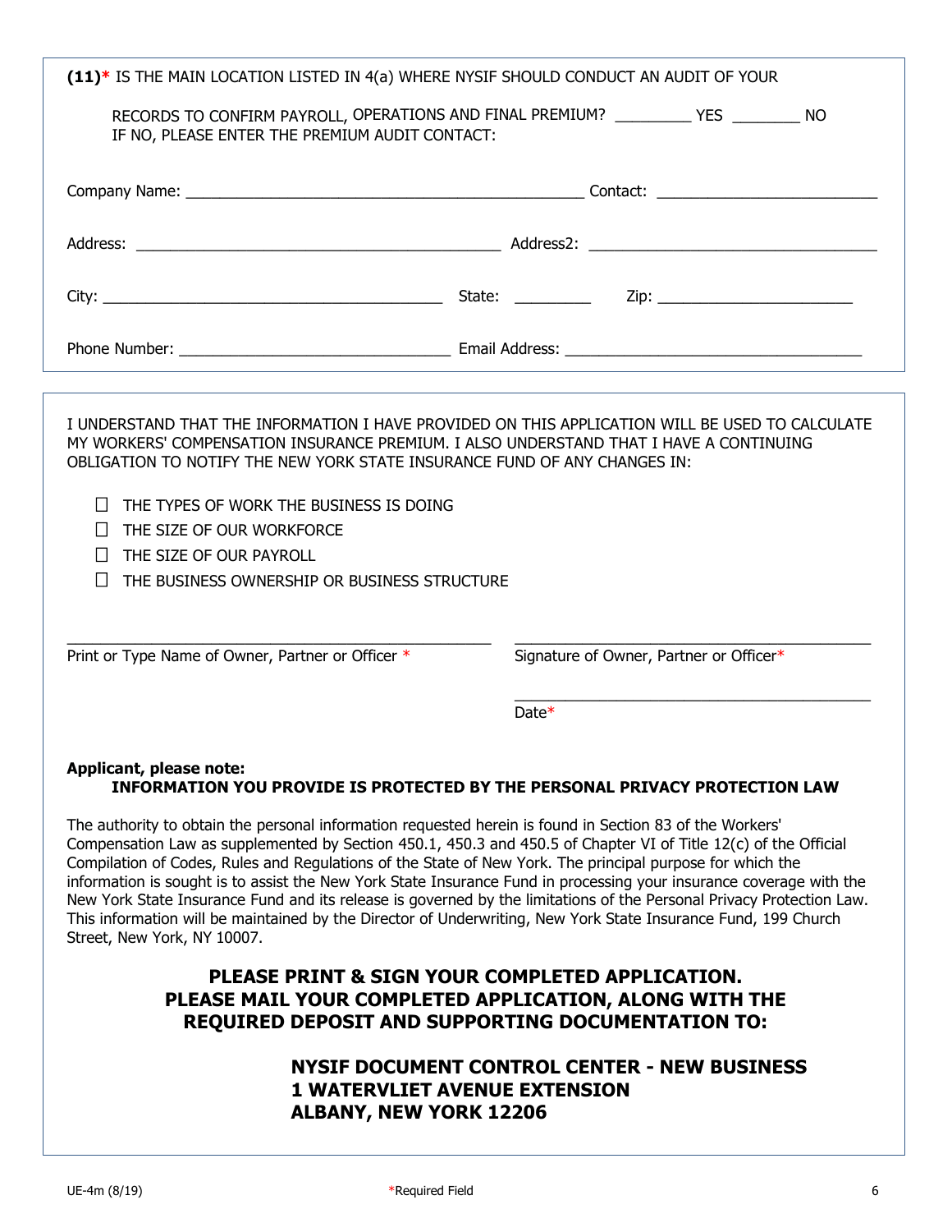**(11)*** IS THE MAIN LOCATION LISTED IN 4(a) WHERE NYSIF SHOULD CONDUCT AN AUDIT OF YOUR RECORDS TO CONFIRM PAYROLL, OPERATIONS AND FINAL PREMIUM? _________ YES ________ NO

IF NO, PLEASE ENTER THE PREMIUM AUDIT CONTACT:

Company Name: ________________________________________________ Contact: __________________________

Address: ____________________________________________ Address2: __________________________________

City: _________________________________________ State: _________ Zip: _______________________

Phone Number: ________________________________ Email Address: ___________________________________

I UNDERSTAND THAT THE INFORMATION I HAVE PROVIDED ON THIS APPLICATION WILL BE USED TO CALCULATE MY WORKERS' COMPENSATION INSURANCE PREMIUM. I ALSO UNDERSTAND THAT I HAVE A CONTINUING OBLIGATION TO NOTIFY THE NEW YORK STATE INSURANCE FUND OF ANY CHANGES IN:

- ☐ THE TYPES OF WORK THE BUSINESS IS DOING
- ☐ THE SIZE OF OUR WORKFORCE
- ☐ THE SIZE OF OUR PAYROLL
- ☐ THE BUSINESS OWNERSHIP OR BUSINESS STRUCTURE

___________________________________________________ ___________________________________________

Print or Type Name of Owner, Partner or Officer * Signature of Owner, Partner or Officer*

___________________________________________

Date*

**Applicant, please note:**

**INFORMATION YOU PROVIDE IS PROTECTED BY THE PERSONAL PRIVACY PROTECTION LAW**

The authority to obtain the personal information requested herein is found in Section 83 of the Workers' Compensation Law as supplemented by Section 450.1, 450.3 and 450.5 of Chapter VI of Title 12(c) of the Official Compilation of Codes, Rules and Regulations of the State of New York. The principal purpose for which the information is sought is to assist the New York State Insurance Fund in processing your insurance coverage with the New York State Insurance Fund and its release is governed by the limitations of the Personal Privacy Protection Law. This information will be maintained by the Director of Underwriting, New York State Insurance Fund, 199 Church Street, New York, NY 10007.

**PLEASE PRINT & SIGN YOUR COMPLETED APPLICATION.**
**PLEASE MAIL YOUR COMPLETED APPLICATION, ALONG WITH THE REQUIRED DEPOSIT AND SUPPORTING DOCUMENTATION TO:**

**NYSIF DOCUMENT CONTROL CENTER - NEW BUSINESS**
**1 WATERVLIET AVENUE EXTENSION**
**ALBANY, NEW YORK 12206**

UE-4m (8/19) *Required Field